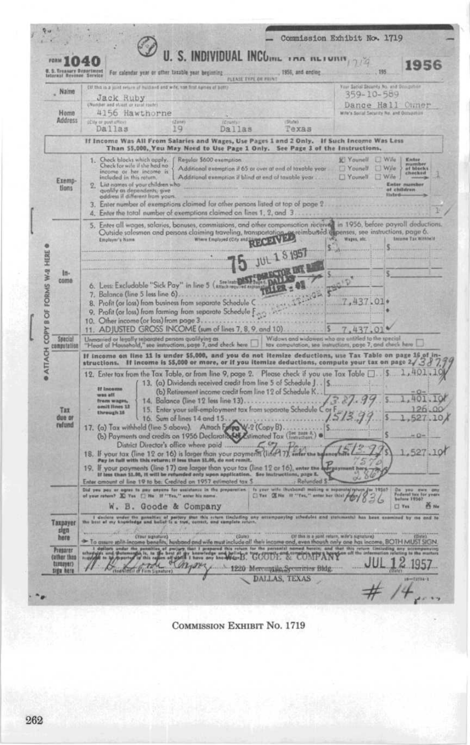Commission Exhibit No. 1719

# FORM 1040 — U. S. INDIVIDUAL INCOME TAX RETURN — 1956

U. S. Treasury Department, Internal Revenue Service

For calendar year or other taxable year beginning ............, 1956, and ending ............, 195....

PLEASE TYPE OR PRINT

(If this is a joint return of husband and wife, use first names of both)

**Name:** Jack Ruby

**Home Address:** 4156 Hawthorne (Number and street or rural route)

Dallas (City or post office) — 19 (Zone) — Dallas (County) — Texas (State)

Your Social Security No. and Occupation: 359-10-589 — Dance Hall Owner

Wife's Social Security No. and Occupation:

**If Income Was All From Salaries and Wages, Use Pages 1 and 2 Only. If Such Income Was Less Than $5,000, You May Need to Use Page 1 Only. See Page 3 of the Instructions.**

## Exemptions

1. Check blocks which apply. Check for wife if she had no income or her income is included in this return.
   - Regular $600 exemption — [X] Yourself [ ] Wife
   - Additional exemption if 65 or over at end of taxable year — [ ] Yourself [ ] Wife
   - Additional exemption if blind at end of taxable year — [ ] Yourself [ ] Wife
   - Enter number of blocks checked: 1
2. List names of your children who qualify as dependents; give address if different from yours. — Enter number of children listed
3. Enter number of exemptions claimed for other persons listed at top of page 2
4. Enter the total number of exemptions claimed on lines 1, 2, and 3: 1

## Income

5. Enter all wages, salaries, bonuses, commissions, and other compensation received in 1956, before payroll deductions. Outside salesmen and persons claiming traveling, transportation, or reimbursed expenses, see instructions, page 6.

| Employer's Name | Where Employed (City and State) | Wages, etc. | Income Tax Withheld |
|---|---|---|---|
| | | $ | $ |

RECEIVED — 75 JUL 1 8 1957 — DIST. DIRECTOR INT. REV. DALLAS — TELLER = 02

6. Less: Excludable "Sick Pay" in line 5 (Attach required explanation)
7. Balance (line 5 less line 6)
8. Profit (or loss) from business from separate Schedule C ........ 7,437.01
9. Profit (or loss) from farming from separate Schedule F
10. Other income (or loss) from page 3
11. ADJUSTED GROSS INCOME (sum of lines 7, 8, 9, and 10) ........ $ 7,437.01

## Special computation

Unmarried or legally separated persons qualifying as "Head of Household," see instructions, page 7, and check here [ ]

Widows and widowers who are entitled to the special tax computation, see instructions, page 7, and check here [ ]

**If income on line 11 is under $5,000, and you do not itemize deductions, use Tax Table on page 16 of instructions. If income is $5,000 or more, or if you itemize deductions, compute your tax on page 2.** 1387.99

## Tax due or refund

12. Enter tax from the Tax Table, or from line 9, page 2. Please check if you use Tax Table [ ] ........ $ 1,401.10
13. (a) Dividends received credit from line 5 of Schedule J .. $
    (b) Retirement income credit from line 12 of Schedule K ........ -0-
    (If income was all from wages, omit lines 13 through 16)
14. Balance (line 12 less line 13) ........ 1387.99 — $ 1,401.10
15. Enter your self-employment tax from separate Schedule C or F ........ 126.00
16. Sum of lines 14 and 15 ........ 1513.99 — $ 1,527.10
17. (a) Tax withheld (line 5 above). Attach Form W-2 (Copy B) ........ $
    (b) Payments and credits on 1956 Declaration of Estimated Tax (See page 8 of Instructions) — District Director's office where paid ........ -0-
18. If your tax (line 12 or 16) is larger than your payments (line 17), enter the balance here. Pay in full with this return; if less than $1.00, do not remit. ........ 1513.99 — $ 1,527.10
    5% Pen. — 75.70 — P 2.86
19. If your payments (line 17) are larger than your tax (line 12 or 16), enter the overpayment here. If less than $1.00, it will be refunded only upon application. See Instructions, page 8.

Enter amount of line 19 to be: Credited on 1957 estimated tax $ ........ Refunded $ ........

Did you pay or agree to pay anyone for assistance in the preparation of your return? [X] Yes [ ] No. If "Yes," enter his name. — W. B. Goode & Company

Is your wife (husband) making a separate return for 1956? [ ] Yes [X] No. If "Yes," enter her (his) first name. 161836

Do you owe any Federal tax for years before 1956? [ ] Yes [X] No

## Taxpayer sign here

I declare under the penalties of perjury that this return (including any accompanying schedules and statements) has been examined by me and to the best of my knowledge and belief is a true, correct, and complete return.

(Your signature) (Date) — (If this is a joint return, wife's signature) (Date)

To assure split-income benefits, husband and wife must include all their income and, even though only one has income, BOTH MUST SIGN.

## Preparer (other than taxpayer) sign here

I declare under the penalties of perjury that I prepared this return for the person(s) named herein; and that this return (including any accompanying schedules and statements) is, to the best of my knowledge and belief, a true, correct, and complete return based on all the information relating to the matters required to be reported in this return of which I have any knowledge.

W. B. Goode (Individual or Firm Signature) — W. B. GOODE & COMPANY, 1220 Mercantile Securities Bldg., DALLAS, TEXAS — JUL 12 1957 (Date)

# 14

COMMISSION EXHIBIT No. 1719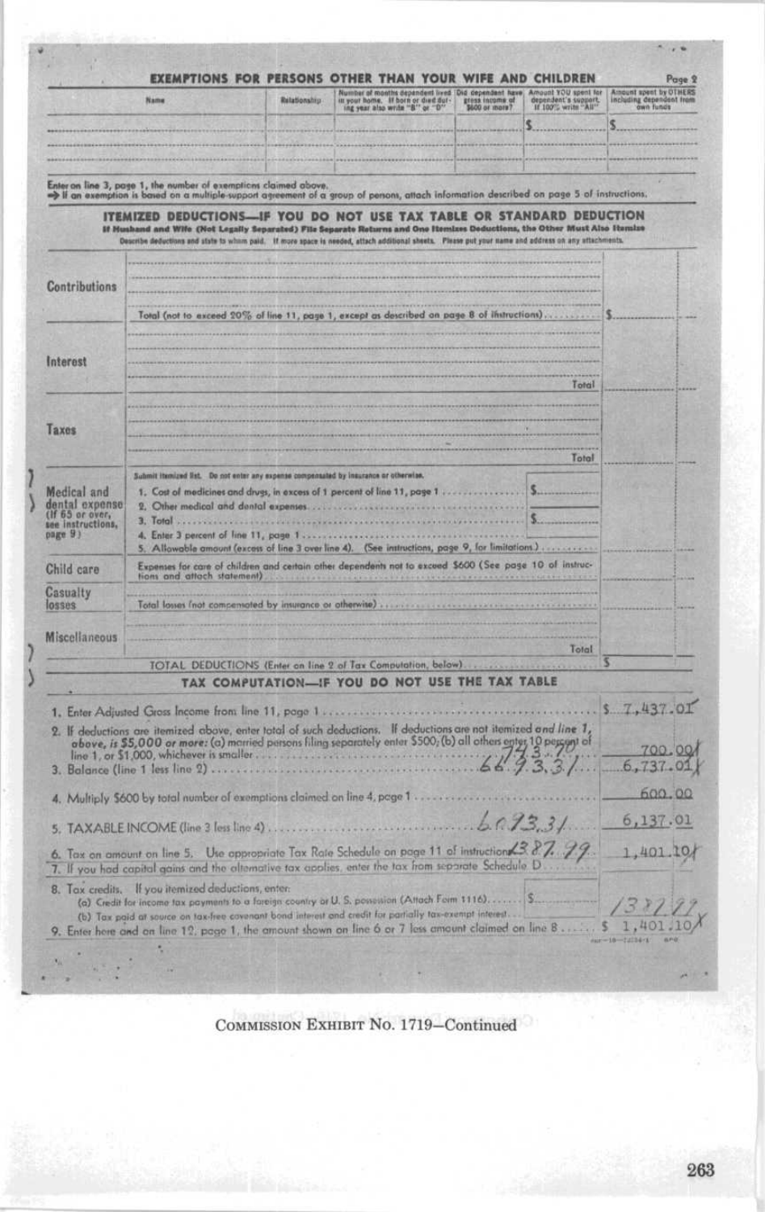## EXEMPTIONS FOR PERSONS OTHER THAN YOUR WIFE AND CHILDREN

Page 2

| Name | Relationship | Number of months dependent lived in your home. If born or died during year also write "B" or "D" | Did dependent have gross income of $600 or more? | Amount YOU spent for dependent's support. If 100% write "All" | Amount spent by OTHERS including dependent from own funds |
|---|---|---|---|---|---|
| | | | | $ | $ |
| | | | | | |

Enter on line 3, page 1, the number of exemptions claimed above.
→ If an exemption is based on a multiple-support agreement of a group of persons, attach information described on page 5 of instructions.

## ITEMIZED DEDUCTIONS—IF YOU DO NOT USE TAX TABLE OR STANDARD DEDUCTION

**If Husband and Wife (Not Legally Separated) File Separate Returns and One Itemizes Deductions, the Other Must Also Itemize**

Describe deductions and state to whom paid. If more space is needed, attach additional sheets. Please put your name and address on any attachments.

| | | |
|---|---|---|
| Contributions | Total (not to exceed 20% of line 11, page 1, except as described on page 8 of instructions) | $ |
| Interest | Total | |
| Taxes | Total | |
| Medical and dental expense (If 65 or over, see instructions, page 9) | Submit itemized list. Do not enter any expense compensated by insurance or otherwise.<br>1. Cost of medicines and drugs, in excess of 1 percent of line 11, page 1 .......... $<br>2. Other medical and dental expenses<br>3. Total .......... $<br>4. Enter 3 percent of line 11, page 1<br>5. Allowable amount (excess of line 3 over line 4). (See instructions, page 9, for limitations) | |
| Child care | Expenses for care of children and certain other dependents not to exceed $600 (See page 10 of instructions and attach statement) | |
| Casualty losses | Total losses (not compensated by insurance or otherwise) | |
| Miscellaneous | Total | |
| | TOTAL DEDUCTIONS (Enter on line 2 of Tax Computation, below) | $ |

## TAX COMPUTATION—IF YOU DO NOT USE THE TAX TABLE

| | |
|---|---|
| 1. Enter Adjusted Gross Income from line 11, page 1 | $ 7,437.01 |
| 2. If deductions are itemized above, enter total of such deductions. If deductions are not itemized *and line 1, above, is $5,000 or more:* (a) married persons filing separately enter $500; (b) all others enter 10 percent of line 1, or $1,000, whichever is smaller ....... 743.70 | 700.00 |
| 3. Balance (line 1 less line 2) ....... 6693.31 | 6,737.01 |
| 4. Multiply $600 by total number of exemptions claimed on line 4, page 1 | 600.00 |
| 5. TAXABLE INCOME (line 3 less line 4) ....... 6093.31 | 6,137.01 |
| 6. Tax on amount on line 5. Use appropriate Tax Rate Schedule on page 11 of instructions ....... 1387.99 | 1,401.10 |
| 7. If you had capital gains and the alternative tax applies, enter the tax from separate Schedule D | |
| 8. Tax credits. If you itemized deductions, enter:<br>(a) Credit for income tax payments to a foreign country or U. S. possession (Attach Form 1116) ....... $<br>(b) Tax paid at source on tax-free covenant bond interest and credit for partially tax-exempt interest | 1387.99 |
| 9. Enter here and on line 12, page 1, the amount shown on line 6 or 7 less amount claimed on line 8 | $ 1,401.10 |

Commission Exhibit No. 1719—Continued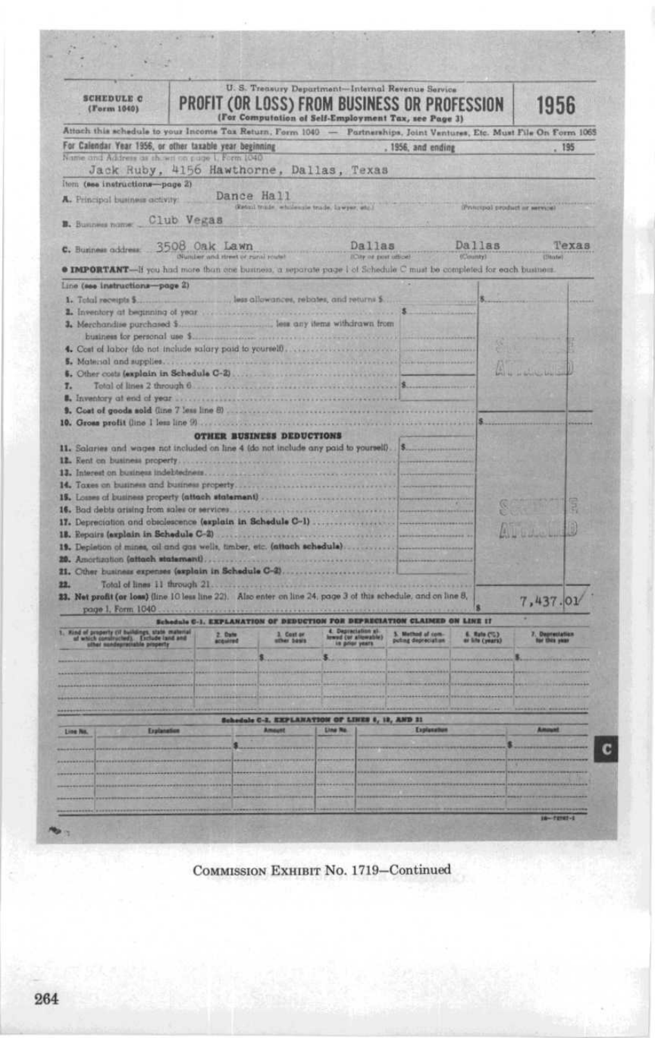**SCHEDULE C (Form 1040)**

U. S. Treasury Department—Internal Revenue Service

# PROFIT (OR LOSS) FROM BUSINESS OR PROFESSION

(For Computation of Self-Employment Tax, see Page 3)

**1956**

Attach this schedule to your Income Tax Return, Form 1040 — Partnerships, Joint Ventures, Etc. Must File On Form 1065

For Calendar Year 1956, or other taxable year beginning ..............., 1956, and ending ..............., 195

Name and Address as shown on page 1, Form 1040

Jack Ruby, 4156 Hawthorne, Dallas, Texas

Item (see instructions—page 2)

A. Principal business activity: Dance Hall (Retail trade, wholesale trade, lawyer, etc.) (Principal product or service)

B. Business name: Club Vegas

C. Business address: 3508 Oak Lawn (Number and street or rural route) Dallas (City or post office) Dallas (County) Texas (State)

● **IMPORTANT**—If you had more than one business, a separate page 1 of Schedule C must be completed for each business.

Line (see instructions—page 2)

1. Total receipts $.......... less allowances, rebates, and returns $.......... | $..........
2. Inventory at beginning of year .......... $..........
3. Merchandise purchased $.......... less any items withdrawn from business for personal use $..........
4. Cost of labor (do not include salary paid to yourself)
5. Material and supplies
6. Other costs (explain in Schedule C-2)
7. Total of lines 2 through 6 .......... $..........
8. Inventory at end of year
9. Cost of goods sold (line 7 less line 8)
10. Gross profit (line 1 less line 9) .......... $..........

SCHEDULE ATTACHED

**OTHER BUSINESS DEDUCTIONS**

11. Salaries and wages not included on line 4 (do not include any paid to yourself) .......... $..........
12. Rent on business property
13. Interest on business indebtedness
14. Taxes on business and business property
15. Losses of business property (attach statement)
16. Bad debts arising from sales or services
17. Depreciation and obsolescence (explain in Schedule C-1)
18. Repairs (explain in Schedule C-2)
19. Depletion of mines, oil and gas wells, timber, etc. (attach schedule)
20. Amortization (attach statement)
21. Other business expenses (explain in Schedule C-2)
22. Total of lines 11 through 21

SCHEDULE ATTACHED

23. Net profit (or loss) (line 10 less line 22). Also enter on line 24, page 3 of this schedule, and on line 8, page 1, Form 1040 .......... $ 7,437.01

**Schedule C-1. EXPLANATION OF DEDUCTION FOR DEPRECIATION CLAIMED ON LINE 17**

| 1. Kind of property (if buildings, state material of which constructed). Exclude land and other nondepreciable property | 2. Date acquired | 3. Cost or other basis | 4. Depreciation allowed (or allowable) in prior years | 5. Method of computing depreciation | 6. Rate (%) or life (years) | 7. Depreciation for this year |
|---|---|---|---|---|---|---|
| | | $ | $ | | | $ |
| | | | | | | |
| | | | | | | |

**Schedule C-2. EXPLANATION OF LINES 6, 18, AND 21**

| Line No. | Explanation | Amount | Line No. | Explanation | Amount |
|---|---|---|---|---|---|
| | | $ | | | $ |
| | | | | | |
| | | | | | |
| | | | | | |

Commission Exhibit No. 1719—Continued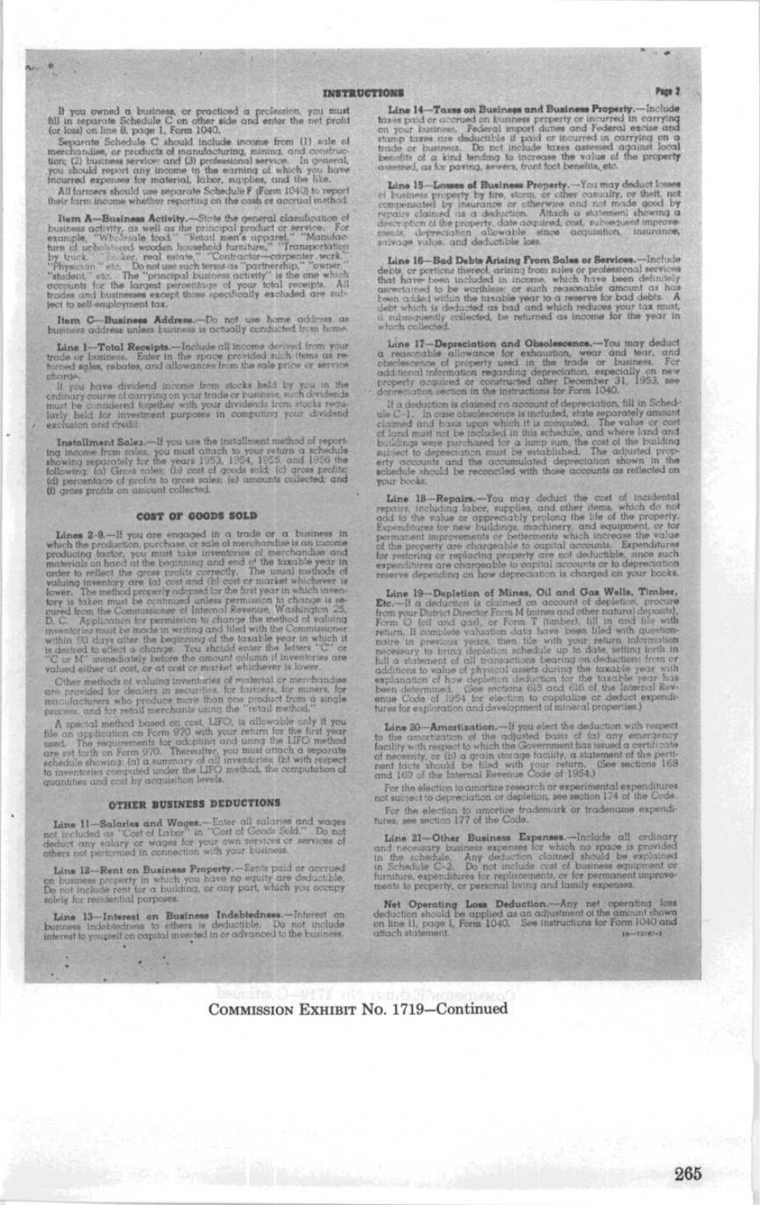# INSTRUCTIONS

If you owned a business, or practiced a profession, you must fill in separate Schedule C on other side and enter the net profit (or loss) on line 8, page 1, Form 1040.

Separate Schedule C should include income from (1) sale of merchandise, or products of manufacturing, mining, and construction; (2) business service; and (3) professional service. In general, you should report any income in the earning of which you have incurred expenses for material, labor, supplies, and the like.

All farmers should use separate Schedule F (Form 1040) to report their farm income whether reporting on the cash or accrual method.

**Item A—Business Activity.**—State the general classification of business activity, as well as the principal product or service. For example, "Wholesale food," "Retail men's apparel," "Manufacture of upholstered wooden household furniture," "Transportation by truck," "Broker, real estate," "Contractor—carpenter work," "Physician," etc. Do not use such terms as "partnership," "owner," "student," etc. The "principal business activity" is the one which accounts for the largest percentage of your total receipts. All trades and businesses except those specifically excluded are subject to self-employment tax.

**Item C—Business Address.**—Do not use home address as business address unless business is actually conducted from home.

**Line 1—Total Receipts.**—Include all income derived from your trade or business. Enter in the space provided such items as returned sales, rebates, and allowances from the sale price or service charge.

If you have dividend income from stocks held by you in the ordinary course of carrying on your trade or business, such dividends must be considered together with your dividends from stocks regularly held for investment purposes in computing your dividend exclusion and credit.

**Installment Sales.**—If you use the installment method of reporting income from sales, you must attach to your return a schedule showing separately for the years 1953, 1954, 1955 and 1956 the following: (a) Gross sales; (b) cost of goods sold; (c) gross profits; (d) percentage of profits to gross sales; (e) amounts collected; and (f) gross profits on amount collected.

## COST OF GOODS SOLD

**Lines 2-9.**—If you are engaged in a trade or a business in which the production, purchase, or sale of merchandise is an income producing factor, you must take inventories of merchandise and materials on hand at the beginning and end of the taxable year in order to reflect the gross profits correctly. The usual methods of valuing inventory are (a) cost and (b) cost or market whichever is lower. The method properly adopted for the first year in which inventory is taken must be continued unless permission to change is secured from the Commissioner of Internal Revenue, Washington 25, D. C. Application for permission to change the method of valuing inventories must be made in writing and filed with the Commissioner within 90 days after the beginning of the taxable year in which it is desired to effect a change. You should enter the letters "C" or "C or M" immediately before the amount column if inventories are valued either at cost, or at cost or market whichever is lower.

Other methods of valuing inventories of material or merchandise are provided for dealers in securities, for farmers, for miners, for manufacturers who produce more than one product from a single process, and for retail merchants using the "retail method."

A special method based on cost, LIFO, is allowable only if you file an application on Form 970 with your return for the first year used. The requirements for adopting and using the LIFO method are set forth on Form 970. Thereafter, you must attach a separate schedule showing: (a) a summary of all inventories; (b) with respect to inventories computed under the LIFO method, the computation of quantities and cost by acquisition levels.

## OTHER BUSINESS DEDUCTIONS

**Line 11—Salaries and Wages.**—Enter all salaries and wages not included as "Cost of Labor" in "Cost of Goods Sold." Do not deduct any salary or wages for your own services or services of others not performed in connection with your business.

**Line 12—Rent on Business Property.**—Rents paid or accrued on business property in which you have no equity are deductible. Do not include rent for a building, or any part, which you occupy solely for residential purposes.

**Line 13—Interest on Business Indebtedness.**—Interest on business indebtedness to others is deductible. Do not include interest to yourself on capital invested in or advanced to the business.

**Line 14—Taxes on Business and Business Property.**—Include taxes paid or accrued on business property or incurred in carrying on your business. Federal import duties and Federal excise and stamp taxes are deductible if paid or incurred in carrying on a trade or business. Do not include taxes assessed against local benefits of a kind tending to increase the value of the property assessed, as for paving, sewers, front foot benefits, etc.

**Line 15—Losses of Business Property.**—You may deduct losses of business property by fire, storm, or other casualty, or theft, not compensated by insurance or otherwise and not made good by repairs claimed as a deduction. Attach a statement showing a description of the property, date acquired, cost, subsequent improvements, depreciation allowable since acquisition, insurance, salvage value, and deductible loss.

**Line 16—Bad Debts Arising From Sales or Services.**—Include debts, or portions thereof, arising from sales or professional services that have been included in income, which have been definitely ascertained to be worthless; or such reasonable amount as has been added within the taxable year to a reserve for bad debts. A debt which is deducted as bad and which reduces your tax must, if subsequently collected, be returned as income for the year in which collected.

**Line 17—Depreciation and Obsolescence.**—You may deduct a reasonable allowance for exhaustion, wear and tear, and obsolescence of property used in the trade or business. For additional information regarding depreciation, especially on new property acquired or constructed after December 31, 1953, see depreciation section in the instructions for Form 1040.

If a deduction is claimed on account of depreciation, fill in Schedule C-1. In case obsolescence is included, state separately amount claimed and basis upon which it is computed. The value or cost of land must not be included in this schedule, and where land and buildings were purchased for a lump sum, the cost of the building subject to depreciation must be established. The adjusted property accounts and the accumulated depreciation shown in the schedule should be reconciled with those accounts as reflected on your books.

**Line 18—Repairs.**—You may deduct the cost of incidental repairs, including labor, supplies, and other items, which do not add to the value or appreciably prolong the life of the property. Expenditures for new buildings, machinery, and equipment, or for permanent improvements or betterments which increase the value of the property are chargeable to capital accounts. Expenditures for restoring or replacing property are not deductible, since such expenditures are chargeable to capital accounts or to depreciation reserve depending on how depreciation is charged on your books.

**Line 19—Depletion of Mines, Oil and Gas Wells, Timber, Etc.**—If a deduction is claimed on account of depletion, procure from your District Director Form M (mines and other natural deposits), Form O (oil and gas), or Form T (timber), fill in and file with return. If complete valuation data have been filed with questionnaire in previous years, then file with your return information necessary to bring depletion schedule up to date, setting forth in full a statement of all transactions bearing on deductions from or additions to value of physical assets during the taxable year with explanation of how depletion deduction for the taxable year has been determined. (See sections 615 and 616 of the Internal Revenue Code of 1954 for election to capitalize or deduct expenditures for exploration and development of mineral properties.)

**Line 20—Amortization.**—If you elect the deduction with respect to the amortization of the adjusted basis of (a) any emergency facility with respect to which the Government has issued a certificate of necessity, or (b) a grain storage facility, a statement of the pertinent facts should be filed with your return. (See sections 168 and 169 of the Internal Revenue Code of 1954.)

For the election to amortize research or experimental expenditures not subject to depreciation or depletion, see section 174 of the Code.

For the election to amortize trademark or tradename expenditures, see section 177 of the Code.

**Line 21—Other Business Expenses.**—Include all ordinary and necessary business expenses for which no space is provided in the schedule. Any deduction claimed should be explained in Schedule C-2. Do not include cost of business equipment or furniture, expenditures for replacements, or for permanent improvements to property, or personal living and family expenses.

**Net Operating Loss Deduction.**—Any net operating loss deduction should be applied as an adjustment of the amount shown on line 11, page 1, Form 1040. See instructions for Form 1040 and attach statement.

COMMISSION EXHIBIT No. 1719—Continued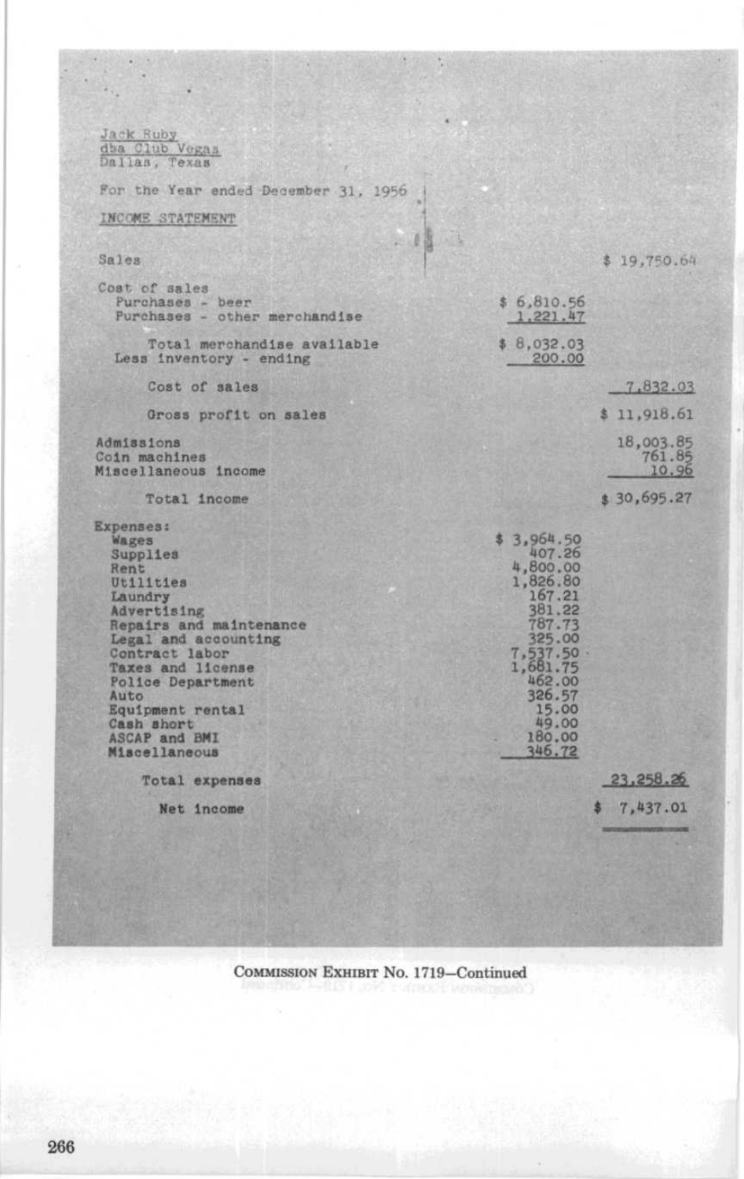Jack Ruby
dba Club Vegas
Dallas, Texas

For the Year ended December 31, 1956

INCOME STATEMENT

| | | |
|---|---|---|
| Sales | | $ 19,750.64 |
| Cost of sales | | |
| Purchases - beer | $ 6,810.56 | |
| Purchases - other merchandise | 1,221.47 | |
| Total merchandise available | $ 8,032.03 | |
| Less inventory - ending | 200.00 | |
| Cost of sales | | 7,832.03 |
| Gross profit on sales | | $ 11,918.61 |
| Admissions | | 18,003.85 |
| Coin machines | | 761.85 |
| Miscellaneous income | | 10.96 |
| Total income | | $ 30,695.27 |
| Expenses: | | |
| Wages | $ 3,964.50 | |
| Supplies | 407.26 | |
| Rent | 4,800.00 | |
| Utilities | 1,826.80 | |
| Laundry | 167.21 | |
| Advertising | 381.22 | |
| Repairs and maintenance | 787.73 | |
| Legal and accounting | 325.00 | |
| Contract labor | 7,537.50 | |
| Taxes and license | 1,681.75 | |
| Police Department | 462.00 | |
| Auto | 326.57 | |
| Equipment rental | 15.00 | |
| Cash short | 49.00 | |
| ASCAP and BMI | 180.00 | |
| Miscellaneous | 346.72 | |
| Total expenses | | 23,258.26 |
| Net income | | $ 7,437.01 |

COMMISSION EXHIBIT No. 1719—Continued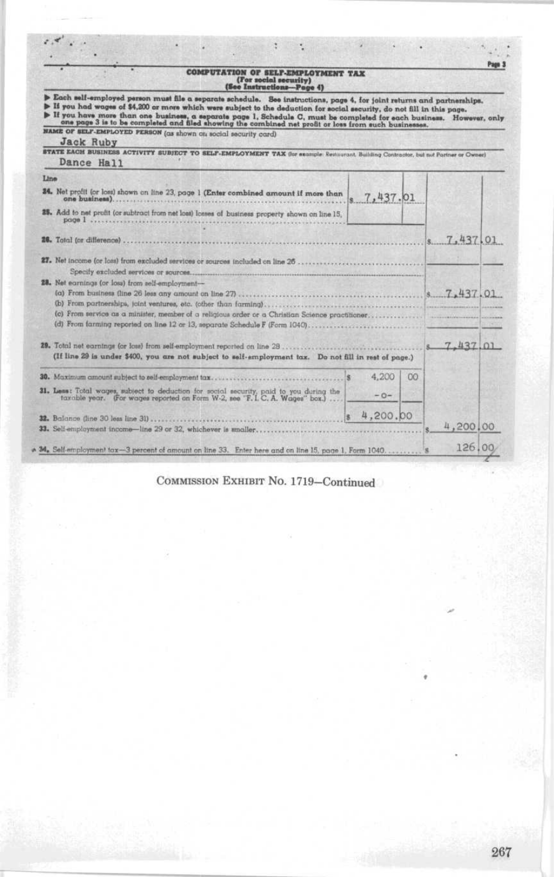## COMPUTATION OF SELF-EMPLOYMENT TAX
**(For social security)**
**(See Instructions—Page 4)**

- Each self-employed person must file a separate schedule. See instructions, page 4, for joint returns and partnerships.
- If you had wages of $4,200 or more which were subject to the deduction for social security, do not fill in this page.
- If you have more than one business, a separate page 1, Schedule C, must be completed for each business. However, only one page 3 is to be completed and filed showing the combined net profit or loss from such businesses.

NAME OF SELF-EMPLOYED PERSON (as shown on social security card)
Jack Ruby

STATE EACH BUSINESS ACTIVITY SUBJECT TO SELF-EMPLOYMENT TAX (for example: Restaurant, Building Contractor, but not Partner or Owner)
Dance Hall

| Line | | |
|---|---|---|
| 24. Net profit (or loss) shown on line 23, page 1 (Enter combined amount if more than one business) | $ 7,437.01 | |
| 25. Add to net profit (or subtract from net loss) losses of business property shown on line 15, page 1 | | |
| 26. Total (or difference) | | $ 7,437.01 |
| 27. Net income (or loss) from excluded services or sources included on line 26 — Specify excluded services or sources | | |
| 28. Net earnings (or loss) from self-employment— | | |
| (a) From business (line 26 less any amount on line 27) | | $ 7,437.01 |
| (b) From partnerships, joint ventures, etc. (other than farming) | | |
| (c) From service as a minister, member of a religious order or a Christian Science practitioner | | |
| (d) From farming reported on line 12 or 13, separate Schedule F (Form 1040) | | |
| 29. Total net earnings (or loss) from self-employment reported on line 28 (If line 29 is under $400, you are not subject to self-employment tax. Do not fill in rest of page.) | | $ 7,437.01 |
| 30. Maximum amount subject to self-employment tax | $ 4,200.00 | |
| 31. Less: Total wages, subject to deduction for social security, paid to you during the taxable year. (For wages reported on Form W-2, see "F. I. C. A. Wages" box.) | -0- | |
| 32. Balance (line 30 less line 31) | $ 4,200.00 | |
| 33. Self-employment income—line 29 or 32, whichever is smaller | | $ 4,200.00 |
| 34. Self-employment tax—3 percent of amount on line 33. Enter here and on line 15, page 1, Form 1040 | | $ 126.00 |

COMMISSION EXHIBIT No. 1719—Continued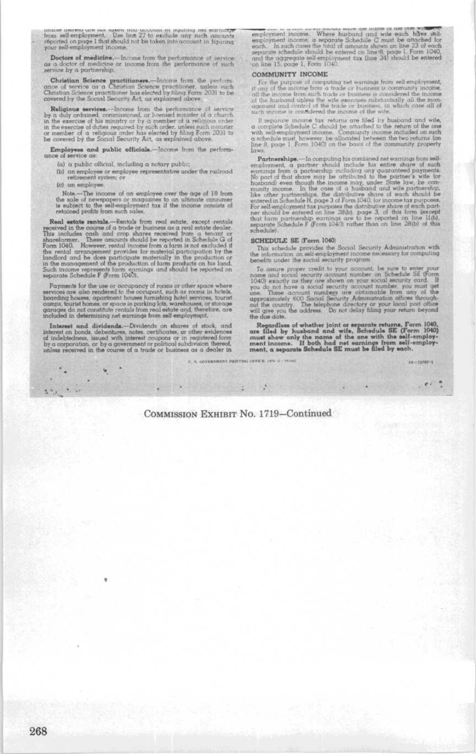... from self-employment. Use line 27 to exclude any such amounts reported on page 1 that should not be taken into account in figuring your self-employment income.

**Doctors of medicine.**—Income from the performance of service as a doctor of medicine or income from the performance of such service by a partnership.

**Christian Science practitioners.**—Income from the performance of service as a Christian Science practitioner, unless such Christian Science practitioner has elected by filing Form 2031 to be covered by the Social Security Act, as explained above.

**Religious services.**—Income from the performance of service by a duly ordained, commissioned, or licensed minister of a church in the exercise of his ministry or by a member of a religious order in the exercise of duties required by such order, unless such minister or member of a religious order has elected by filing Form 2031 to be covered by the Social Security Act, as explained above.

**Employees and public officials.**—Income from the performance of service as:

(a) a public official, including a notary public;

(b) an employee or employee representative under the railroad retirement system; or

(c) an employee.

Note.—The income of an employee over the age of 18 from the sale of newspapers or magazines to an ultimate consumer is subject to the self-employment tax if the income consists of retained profits from such sales.

**Real estate rentals.**—Rentals from real estate, except rentals received in the course of a trade or business as a real estate dealer. This includes cash and crop shares received from a tenant or shareformer. These amounts should be reported in Schedule G of Form 1040. However, rental income from a farm is not excluded if the rental arrangement provides for material participation by the landlord and he does participate materially in the production or in the management of the production of farm products on his land. Such income represents farm earnings and should be reported on separate Schedule F (Form 1040).

Payments for the use or occupancy of rooms or other space where services are also rendered to the occupant, such as rooms in hotels, boarding houses, apartment houses furnishing hotel services, tourist camps, tourist homes, or space in parking lots, warehouses, or storage garages do not constitute rentals from real estate and, therefore, are included in determining net earnings from self-employment.

**Interest and dividends.**—Dividends on shares of stock, and interest on bonds, debentures, notes, certificates, or other evidences of indebtedness, issued with interest coupons or in registered form by a corporation, or by a government or political subdivision thereof, unless received in the course of a trade or business as a dealer in ...

... should show the name of the one with self-employment income. Where husband and wife each have self-employment income, a separate Schedule C must be attached for each. In such cases the total of amounts shown on line 23 of each separate schedule should be entered on line 8, page 1, Form 1040, and the aggregate self-employment tax (line 34) should be entered on line 15, page 1, Form 1040.

### COMMUNITY INCOME

For the purpose of computing net earnings from self-employment, if any of the income from a trade or business is community income, all the income from such trade or business is considered the income of the husband unless the wife exercises substantially all the management and control of the trade or business, in which case all of such income is considered the income of the wife.

If separate income tax returns are filed by husband and wife, a complete Schedule C should be attached to the return of the one with self-employment income. Community income included on such a schedule must, however, be allocated between the two returns (on line 8, page 1, Form 1040) on the basis of the community property laws.

**Partnerships.**—In computing his combined net earnings from self-employment, a partner should include his entire share of such earnings from a partnership including any guaranteed payments. No part of that share may be attributed to the partner's wife (or husband) even though the income may, under State law, be community income. In the case of a husband and wife partnership, like other partnerships, the distributive share of each should be entered in Schedule H, page 3 of Form 1040, for income tax purposes. For self-employment tax purposes the distributive share of each partner should be entered on line 28(b), page 3, of this form (except that farm partnership earnings are to be reported on line 11(b), separate Schedule F (Form 1040) rather than on line 28(b) of this schedule).

### SCHEDULE SE (Form 1040)

This schedule provides the Social Security Administration with the information on self-employment income necessary for computing benefits under the social security program.

To assure proper credit to your account, be sure to enter your name and social security account number on Schedule SE (Form 1040) exactly as they are shown on your social security card. If you do not have a social security account number, you must get one. These account numbers are obtainable from any of the approximately 600 Social Security Administration offices throughout the country. The telephone directory or your local post office will give you the address. Do not delay filing your return beyond the due date.

**Regardless of whether joint or separate returns, Form 1040, are filed by husband and wife, Schedule SE (Form 1040) must show only the name of the one with the self-employment income. If both had net earnings from self-employment, a separate Schedule SE must be filed by each.**

U. S. GOVERNMENT PRINTING OFFICE: 1956 O—391662 16—72787-1

COMMISSION EXHIBIT No. 1719—Continued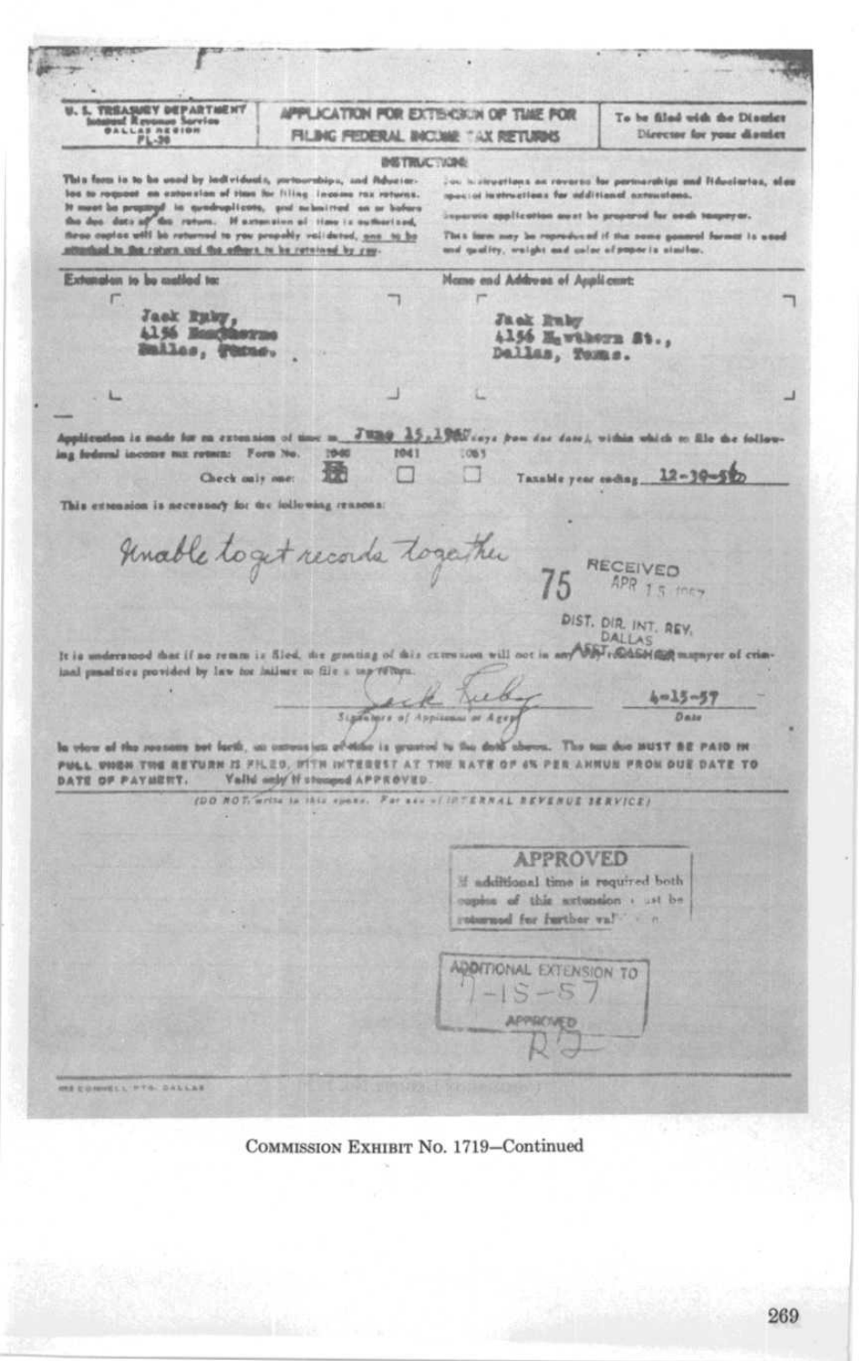U. S. TREASURY DEPARTMENT
Internal Revenue Service
DALLAS REGION
FL-30

# APPLICATION FOR EXTENSION OF TIME FOR FILING FEDERAL INCOME TAX RETURNS

To be filed with the District Director for your district

INSTRUCTIONS

This form is to be used by individuals, partnerships, and fiduciaries to request an extension of time for filing income tax returns. It must be prepared in quadruplicate, and submitted on or before the due date of the return. If extension of time is authorized, three copies will be returned to you properly validated, one to be attached to the return and the others to be retained by you.

See instructions on reverse for partnerships and fiduciaries, also special instructions for additional extensions.

Separate application must be prepared for each taxpayer.

This form may be reproduced if the same general format is used and quality, weight and color of paper is similar.

Extension to be mailed to:

Jack Ruby,
4156 Hawthorne
Dallas, Texas.

Name and Address of Applicant:

Jack Ruby
4156 Hawthorn St.,
Dallas, Texas.

Application is made for an extension of time to June 15,1957 (days from due date), within which to file the following federal income tax return: Form No. 1040 1041 1065

Check only one: [X] [ ] [ ]

Taxable year ending 12-30-56

This extension is necessary for the following reasons:

*Unable to get records together*

75

RECEIVED
APR 15 1957
DIST. DIR. INT. REV.
DALLAS
ASST. CASHIER

It is understood that if no return is filed, the granting of this extension will not in any way relieve the taxpayer of criminal penalties provided by law for failure to file a tax return.

*Jack Ruby*
Signature of Applicant or Agent

4-15-57
Date

In view of the reasons set forth, an extension of time is granted to the date shown above. The tax due MUST BE PAID IN FULL WHEN THE RETURN IS FILED, WITH INTEREST AT THE RATE OF 6% PER ANNUM FROM DUE DATE TO DATE OF PAYMENT. Valid only if stamped APPROVED.

(DO NOT write in this space. For use of INTERNAL REVENUE SERVICE)

APPROVED
If additional time is required both copies of this extension must be returned for further validation

ADDITIONAL EXTENSION TO
7-15-57
APPROVED
RJ

COMMISSION EXHIBIT No. 1719—Continued